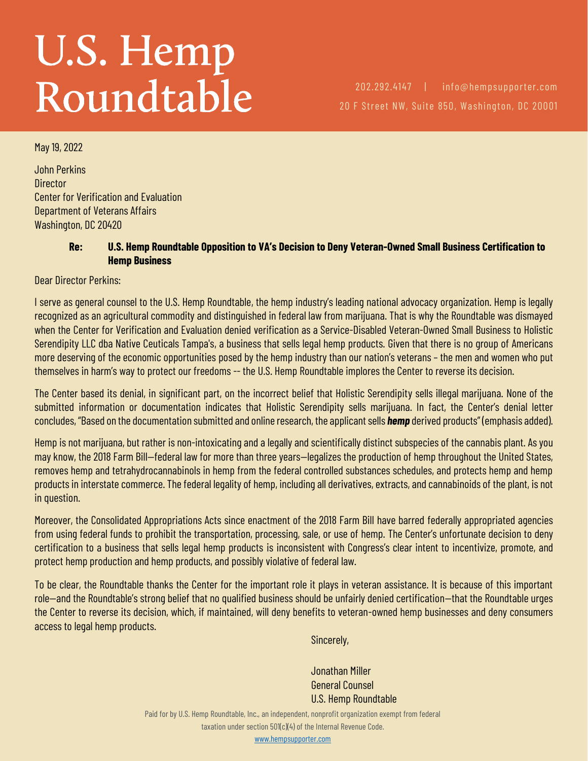# U.S. Hemp Roundtable

202.292.4147 | info@hempsupporter.com
20 F Street NW, Suite 850, Washington, DC 20001

May 19, 2022

John Perkins
Director
Center for Verification and Evaluation
Department of Veterans Affairs
Washington, DC 20420

**Re: U.S. Hemp Roundtable Opposition to VA's Decision to Deny Veteran-Owned Small Business Certification to Hemp Business**

Dear Director Perkins:

I serve as general counsel to the U.S. Hemp Roundtable, the hemp industry's leading national advocacy organization. Hemp is legally recognized as an agricultural commodity and distinguished in federal law from marijuana. That is why the Roundtable was dismayed when the Center for Verification and Evaluation denied verification as a Service-Disabled Veteran-Owned Small Business to Holistic Serendipity LLC dba Native Ceuticals Tampa's, a business that sells legal hemp products. Given that there is no group of Americans more deserving of the economic opportunities posed by the hemp industry than our nation's veterans – the men and women who put themselves in harm's way to protect our freedoms -- the U.S. Hemp Roundtable implores the Center to reverse its decision.

The Center based its denial, in significant part, on the incorrect belief that Holistic Serendipity sells illegal marijuana. None of the submitted information or documentation indicates that Holistic Serendipity sells marijuana. In fact, the Center's denial letter concludes, "Based on the documentation submitted and online research, the applicant sells ***hemp*** derived products" (emphasis added).

Hemp is not marijuana, but rather is non-intoxicating and a legally and scientifically distinct subspecies of the cannabis plant. As you may know, the 2018 Farm Bill—federal law for more than three years—legalizes the production of hemp throughout the United States, removes hemp and tetrahydrocannabinols in hemp from the federal controlled substances schedules, and protects hemp and hemp products in interstate commerce. The federal legality of hemp, including all derivatives, extracts, and cannabinoids of the plant, is not in question.

Moreover, the Consolidated Appropriations Acts since enactment of the 2018 Farm Bill have barred federally appropriated agencies from using federal funds to prohibit the transportation, processing, sale, or use of hemp. The Center's unfortunate decision to deny certification to a business that sells legal hemp products is inconsistent with Congress's clear intent to incentivize, promote, and protect hemp production and hemp products, and possibly violative of federal law.

To be clear, the Roundtable thanks the Center for the important role it plays in veteran assistance. It is because of this important role—and the Roundtable's strong belief that no qualified business should be unfairly denied certification—that the Roundtable urges the Center to reverse its decision, which, if maintained, will deny benefits to veteran-owned hemp businesses and deny consumers access to legal hemp products.

Sincerely,

Jonathan Miller
General Counsel
U.S. Hemp Roundtable

Paid for by U.S. Hemp Roundtable, Inc., an independent, nonprofit organization exempt from federal taxation under section 501(c)(4) of the Internal Revenue Code.
www.hempsupporter.com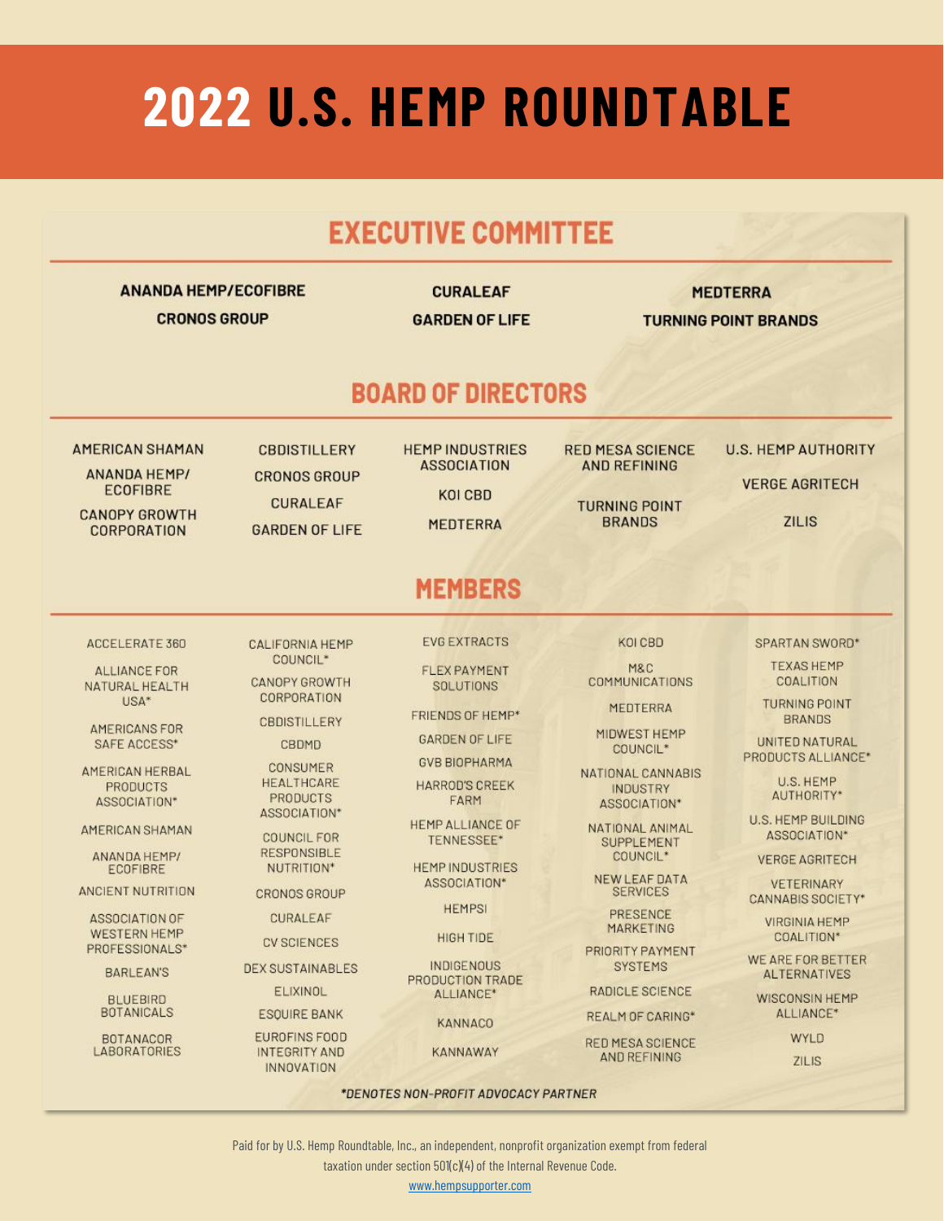# 2022 U.S. HEMP ROUNDTABLE

## EXECUTIVE COMMITTEE

**ANANDA HEMP/ECOFIBRE**

**CRONOS GROUP**

**CURALEAF**

**GARDEN OF LIFE**

**MEDTERRA**

**TURNING POINT BRANDS**

## BOARD OF DIRECTORS

AMERICAN SHAMAN

ANANDA HEMP/ ECOFIBRE

CANOPY GROWTH CORPORATION

CBDISTILLERY

CRONOS GROUP

CURALEAF

GARDEN OF LIFE

HEMP INDUSTRIES ASSOCIATION

KOI CBD

MEDTERRA

RED MESA SCIENCE AND REFINING

TURNING POINT BRANDS

U.S. HEMP AUTHORITY

VERGE AGRITECH

ZILIS

## MEMBERS

ACCELERATE 360

ALLIANCE FOR NATURAL HEALTH USA*

AMERICANS FOR SAFE ACCESS*

AMERICAN HERBAL PRODUCTS ASSOCIATION*

AMERICAN SHAMAN

ANANDA HEMP/ ECOFIBRE

ANCIENT NUTRITION

ASSOCIATION OF WESTERN HEMP PROFESSIONALS*

BARLEAN'S

BLUEBIRD BOTANICALS

BOTANACOR LABORATORIES

CALIFORNIA HEMP COUNCIL*

CANOPY GROWTH CORPORATION

CBDISTILLERY

CBDMD

CONSUMER HEALTHCARE PRODUCTS ASSOCIATION*

COUNCIL FOR RESPONSIBLE NUTRITION*

CRONOS GROUP

CURALEAF

CV SCIENCES

DEX SUSTAINABLES

ELIXINOL

ESQUIRE BANK

EUROFINS FOOD INTEGRITY AND INNOVATION

EVG EXTRACTS

FLEX PAYMENT SOLUTIONS

FRIENDS OF HEMP*

GARDEN OF LIFE

GVB BIOPHARMA

HARROD'S CREEK FARM

HEMP ALLIANCE OF TENNESSEE*

HEMP INDUSTRIES ASSOCIATION*

HEMPSI

HIGH TIDE

INDIGENOUS PRODUCTION TRADE ALLIANCE*

KANNACO

KANNAWAY

KOI CBD

M&C COMMUNICATIONS

MEDTERRA

MIDWEST HEMP COUNCIL*

NATIONAL CANNABIS INDUSTRY ASSOCIATION*

NATIONAL ANIMAL SUPPLEMENT COUNCIL*

NEW LEAF DATA SERVICES

PRESENCE MARKETING

PRIORITY PAYMENT SYSTEMS

RADICLE SCIENCE

REALM OF CARING*

RED MESA SCIENCE AND REFINING

SPARTAN SWORD*

TEXAS HEMP COALITION

TURNING POINT BRANDS

UNITED NATURAL PRODUCTS ALLIANCE*

U.S. HEMP AUTHORITY*

U.S. HEMP BUILDING ASSOCIATION*

VERGE AGRITECH

VETERINARY CANNABIS SOCIETY*

VIRGINIA HEMP COALITION*

WE ARE FOR BETTER ALTERNATIVES

WISCONSIN HEMP ALLIANCE*

WYLD

ZILIS

*\*DENOTES NON-PROFIT ADVOCACY PARTNER*

Paid for by U.S. Hemp Roundtable, Inc., an independent, nonprofit organization exempt from federal taxation under section 501(c)(4) of the Internal Revenue Code.

www.hempsupporter.com